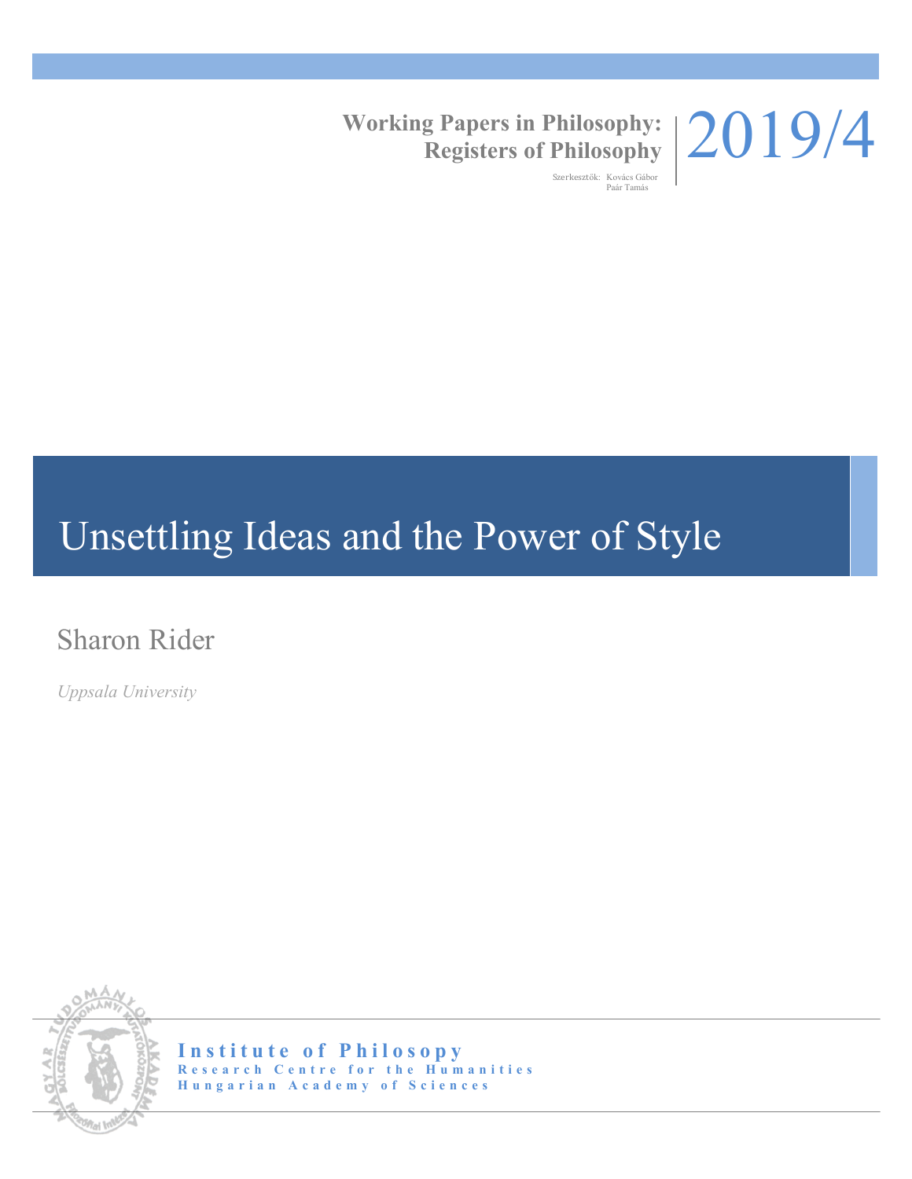**Working Papers in Philosophy:**
**Registers of Philosophy**

Szerkesztők: Kovács Gábor
Paár Tamás

2019/4

# Unsettling Ideas and the Power of Style

Sharon Rider

*Uppsala University*

**Institute of Philosopy**
**Research Centre for the Humanities**
**Hungarian Academy of Sciences**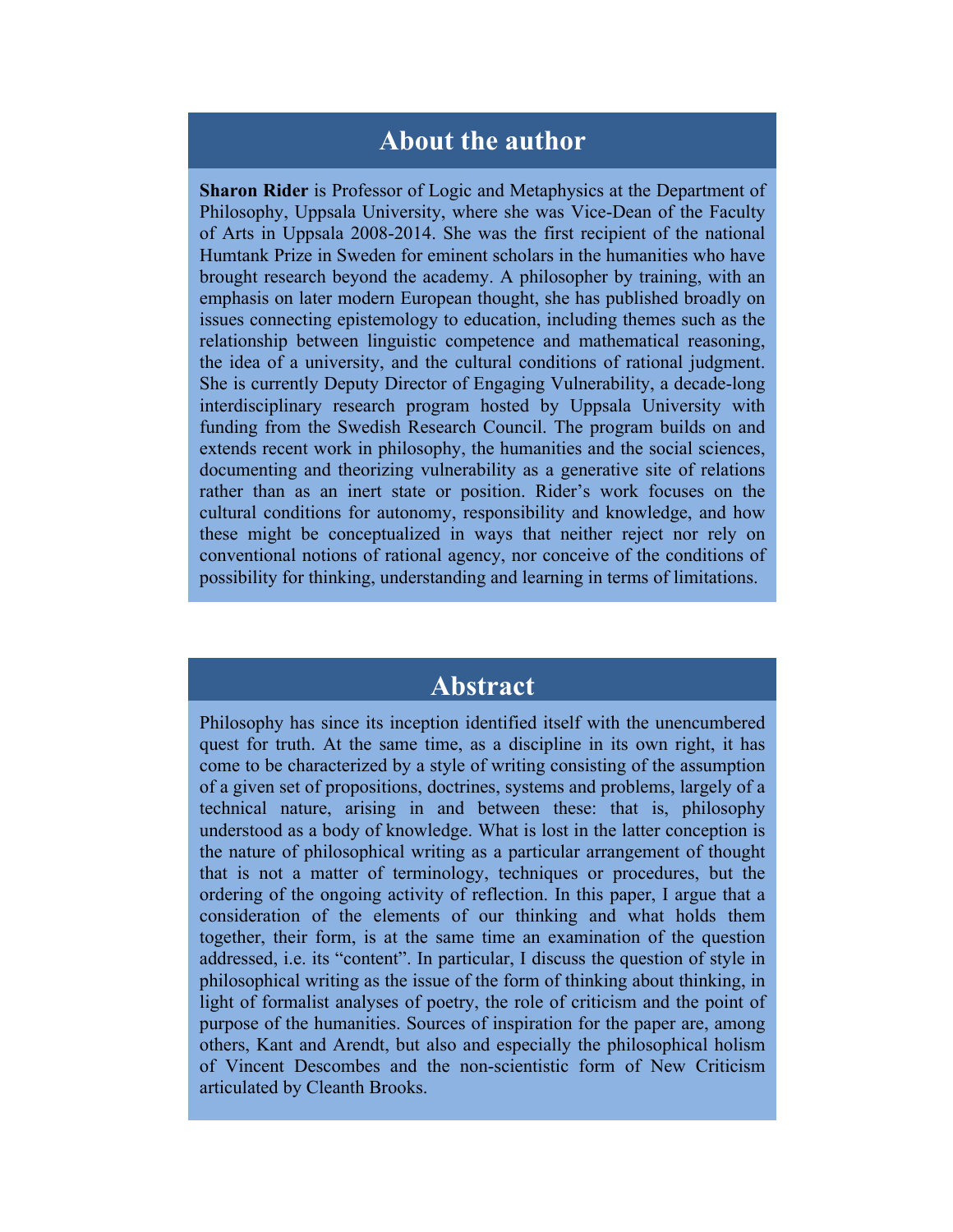## About the author

**Sharon Rider** is Professor of Logic and Metaphysics at the Department of Philosophy, Uppsala University, where she was Vice-Dean of the Faculty of Arts in Uppsala 2008-2014. She was the first recipient of the national Humtank Prize in Sweden for eminent scholars in the humanities who have brought research beyond the academy. A philosopher by training, with an emphasis on later modern European thought, she has published broadly on issues connecting epistemology to education, including themes such as the relationship between linguistic competence and mathematical reasoning, the idea of a university, and the cultural conditions of rational judgment. She is currently Deputy Director of Engaging Vulnerability, a decade-long interdisciplinary research program hosted by Uppsala University with funding from the Swedish Research Council. The program builds on and extends recent work in philosophy, the humanities and the social sciences, documenting and theorizing vulnerability as a generative site of relations rather than as an inert state or position. Rider's work focuses on the cultural conditions for autonomy, responsibility and knowledge, and how these might be conceptualized in ways that neither reject nor rely on conventional notions of rational agency, nor conceive of the conditions of possibility for thinking, understanding and learning in terms of limitations.

## Abstract

Philosophy has since its inception identified itself with the unencumbered quest for truth. At the same time, as a discipline in its own right, it has come to be characterized by a style of writing consisting of the assumption of a given set of propositions, doctrines, systems and problems, largely of a technical nature, arising in and between these: that is, philosophy understood as a body of knowledge. What is lost in the latter conception is the nature of philosophical writing as a particular arrangement of thought that is not a matter of terminology, techniques or procedures, but the ordering of the ongoing activity of reflection. In this paper, I argue that a consideration of the elements of our thinking and what holds them together, their form, is at the same time an examination of the question addressed, i.e. its "content". In particular, I discuss the question of style in philosophical writing as the issue of the form of thinking about thinking, in light of formalist analyses of poetry, the role of criticism and the point of purpose of the humanities. Sources of inspiration for the paper are, among others, Kant and Arendt, but also and especially the philosophical holism of Vincent Descombes and the non-scientistic form of New Criticism articulated by Cleanth Brooks.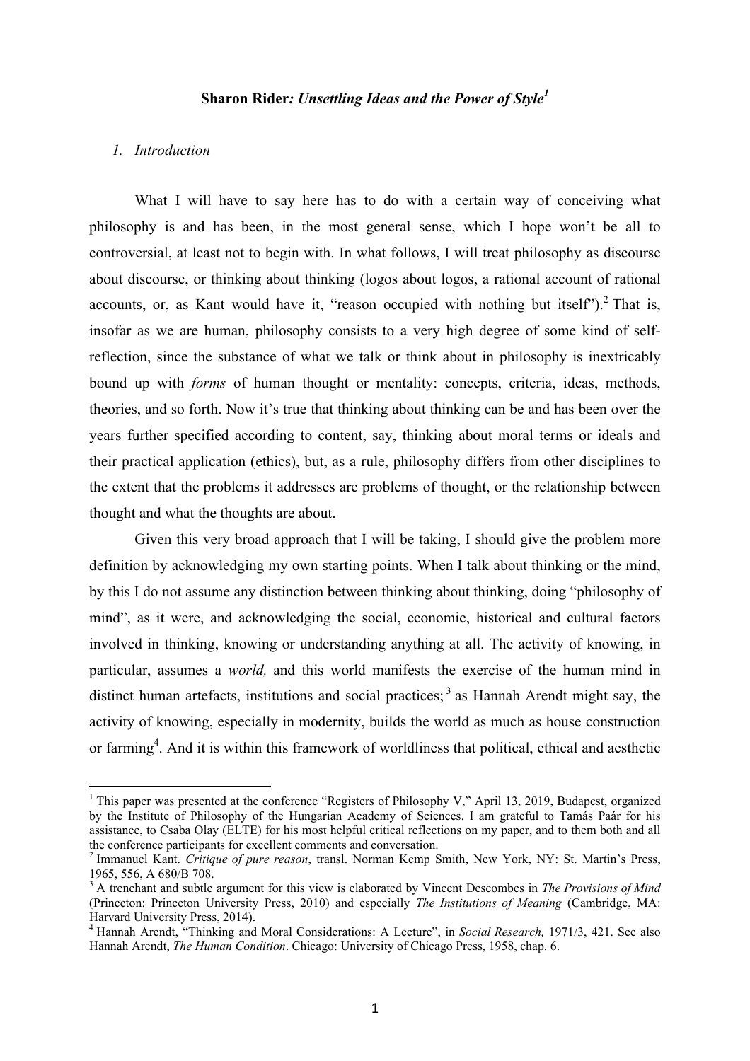**Sharon Rider*: Unsettling Ideas and the Power of Style*[1]**

## *1. Introduction*

What I will have to say here has to do with a certain way of conceiving what philosophy is and has been, in the most general sense, which I hope won't be all to controversial, at least not to begin with. In what follows, I will treat philosophy as discourse about discourse, or thinking about thinking (logos about logos, a rational account of rational accounts, or, as Kant would have it, "reason occupied with nothing but itself").[2] That is, insofar as we are human, philosophy consists to a very high degree of some kind of self-reflection, since the substance of what we talk or think about in philosophy is inextricably bound up with *forms* of human thought or mentality: concepts, criteria, ideas, methods, theories, and so forth. Now it's true that thinking about thinking can be and has been over the years further specified according to content, say, thinking about moral terms or ideals and their practical application (ethics), but, as a rule, philosophy differs from other disciplines to the extent that the problems it addresses are problems of thought, or the relationship between thought and what the thoughts are about.

Given this very broad approach that I will be taking, I should give the problem more definition by acknowledging my own starting points. When I talk about thinking or the mind, by this I do not assume any distinction between thinking about thinking, doing "philosophy of mind", as it were, and acknowledging the social, economic, historical and cultural factors involved in thinking, knowing or understanding anything at all. The activity of knowing, in particular, assumes a *world,* and this world manifests the exercise of the human mind in distinct human artefacts, institutions and social practices;[3] as Hannah Arendt might say, the activity of knowing, especially in modernity, builds the world as much as house construction or farming[4]. And it is within this framework of worldliness that political, ethical and aesthetic

---

[1] This paper was presented at the conference "Registers of Philosophy V," April 13, 2019, Budapest, organized by the Institute of Philosophy of the Hungarian Academy of Sciences. I am grateful to Tamás Paár for his assistance, to Csaba Olay (ELTE) for his most helpful critical reflections on my paper, and to them both and all the conference participants for excellent comments and conversation.

[2] Immanuel Kant. *Critique of pure reason*, transl. Norman Kemp Smith, New York, NY: St. Martin's Press, 1965, 556, A 680/B 708.

[3] A trenchant and subtle argument for this view is elaborated by Vincent Descombes in *The Provisions of Mind* (Princeton: Princeton University Press, 2010) and especially *The Institutions of Meaning* (Cambridge, MA: Harvard University Press, 2014).

[4] Hannah Arendt, "Thinking and Moral Considerations: A Lecture", in *Social Research,* 1971/3, 421. See also Hannah Arendt, *The Human Condition*. Chicago: University of Chicago Press, 1958, chap. 6.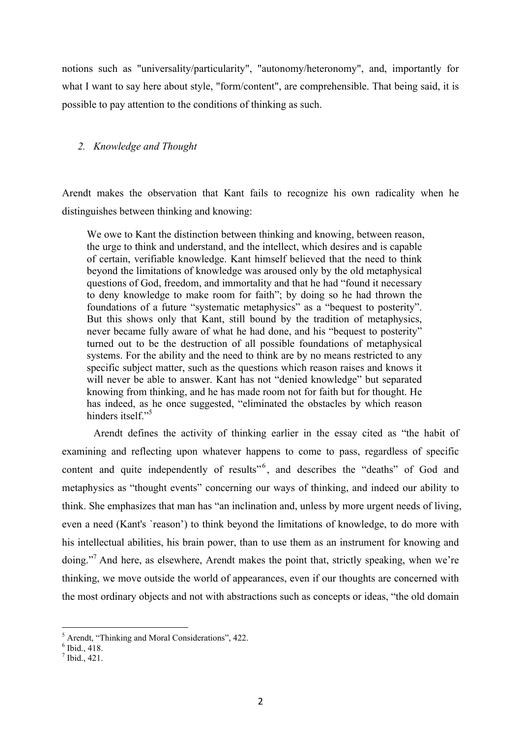notions such as "universality/particularity", "autonomy/heteronomy", and, importantly for what I want to say here about style, "form/content", are comprehensible. That being said, it is possible to pay attention to the conditions of thinking as such.

## 2. *Knowledge and Thought*

Arendt makes the observation that Kant fails to recognize his own radicality when he distinguishes between thinking and knowing:

> We owe to Kant the distinction between thinking and knowing, between reason, the urge to think and understand, and the intellect, which desires and is capable of certain, verifiable knowledge. Kant himself believed that the need to think beyond the limitations of knowledge was aroused only by the old metaphysical questions of God, freedom, and immortality and that he had "found it necessary to deny knowledge to make room for faith"; by doing so he had thrown the foundations of a future "systematic metaphysics" as a "bequest to posterity". But this shows only that Kant, still bound by the tradition of metaphysics, never became fully aware of what he had done, and his "bequest to posterity" turned out to be the destruction of all possible foundations of metaphysical systems. For the ability and the need to think are by no means restricted to any specific subject matter, such as the questions which reason raises and knows it will never be able to answer. Kant has not "denied knowledge" but separated knowing from thinking, and he has made room not for faith but for thought. He has indeed, as he once suggested, "eliminated the obstacles by which reason hinders itself."[5]

Arendt defines the activity of thinking earlier in the essay cited as "the habit of examining and reflecting upon whatever happens to come to pass, regardless of specific content and quite independently of results"[6], and describes the "deaths" of God and metaphysics as "thought events" concerning our ways of thinking, and indeed our ability to think. She emphasizes that man has "an inclination and, unless by more urgent needs of living, even a need (Kant's `reason') to think beyond the limitations of knowledge, to do more with his intellectual abilities, his brain power, than to use them as an instrument for knowing and doing."[7] And here, as elsewhere, Arendt makes the point that, strictly speaking, when we're thinking, we move outside the world of appearances, even if our thoughts are concerned with the most ordinary objects and not with abstractions such as concepts or ideas, "the old domain

---

[5] Arendt, "Thinking and Moral Considerations", 422.

[6] Ibid., 418.

[7] Ibid., 421.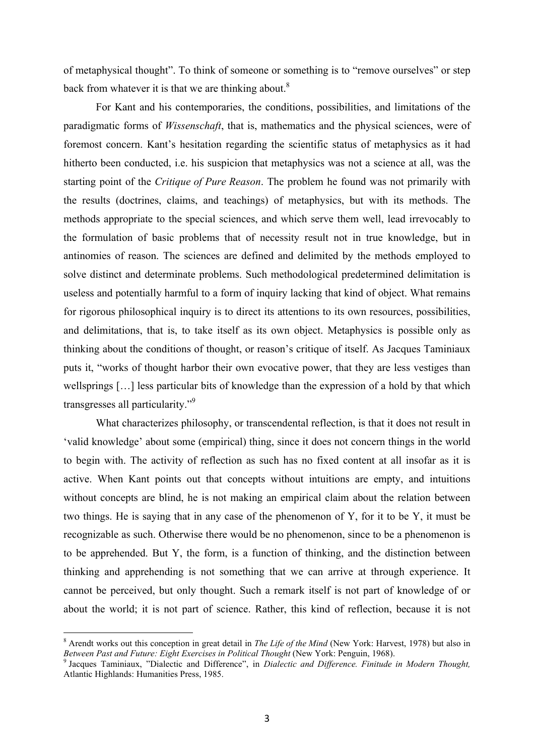of metaphysical thought". To think of someone or something is to "remove ourselves" or step back from whatever it is that we are thinking about.[8]

For Kant and his contemporaries, the conditions, possibilities, and limitations of the paradigmatic forms of *Wissenschaft*, that is, mathematics and the physical sciences, were of foremost concern. Kant's hesitation regarding the scientific status of metaphysics as it had hitherto been conducted, i.e. his suspicion that metaphysics was not a science at all, was the starting point of the *Critique of Pure Reason*. The problem he found was not primarily with the results (doctrines, claims, and teachings) of metaphysics, but with its methods. The methods appropriate to the special sciences, and which serve them well, lead irrevocably to the formulation of basic problems that of necessity result not in true knowledge, but in antinomies of reason. The sciences are defined and delimited by the methods employed to solve distinct and determinate problems. Such methodological predetermined delimitation is useless and potentially harmful to a form of inquiry lacking that kind of object. What remains for rigorous philosophical inquiry is to direct its attentions to its own resources, possibilities, and delimitations, that is, to take itself as its own object. Metaphysics is possible only as thinking about the conditions of thought, or reason's critique of itself. As Jacques Taminiaux puts it, "works of thought harbor their own evocative power, that they are less vestiges than wellsprings […] less particular bits of knowledge than the expression of a hold by that which transgresses all particularity."[9]

What characterizes philosophy, or transcendental reflection, is that it does not result in 'valid knowledge' about some (empirical) thing, since it does not concern things in the world to begin with. The activity of reflection as such has no fixed content at all insofar as it is active. When Kant points out that concepts without intuitions are empty, and intuitions without concepts are blind, he is not making an empirical claim about the relation between two things. He is saying that in any case of the phenomenon of Y, for it to be Y, it must be recognizable as such. Otherwise there would be no phenomenon, since to be a phenomenon is to be apprehended. But Y, the form, is a function of thinking, and the distinction between thinking and apprehending is not something that we can arrive at through experience. It cannot be perceived, but only thought. Such a remark itself is not part of knowledge of or about the world; it is not part of science. Rather, this kind of reflection, because it is not

---

[8] Arendt works out this conception in great detail in *The Life of the Mind* (New York: Harvest, 1978) but also in *Between Past and Future: Eight Exercises in Political Thought* (New York: Penguin, 1968).

[9] Jacques Taminiaux, "Dialectic and Difference", in *Dialectic and Difference. Finitude in Modern Thought,* Atlantic Highlands: Humanities Press, 1985.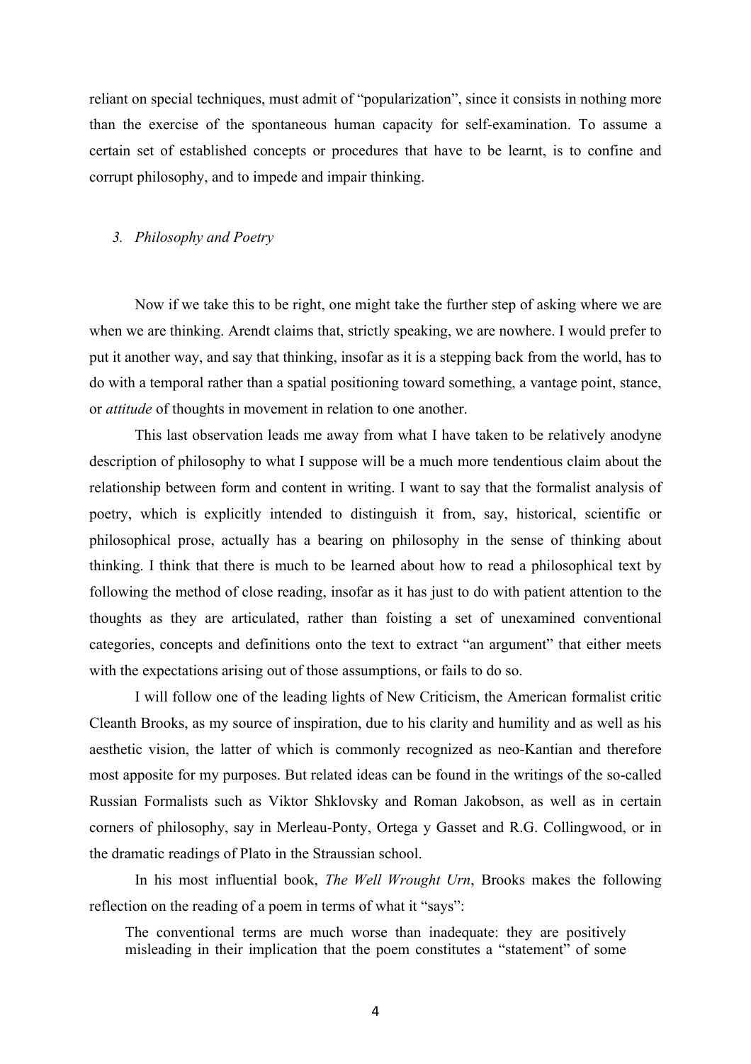reliant on special techniques, must admit of "popularization", since it consists in nothing more than the exercise of the spontaneous human capacity for self-examination. To assume a certain set of established concepts or procedures that have to be learnt, is to confine and corrupt philosophy, and to impede and impair thinking.

### *3. Philosophy and Poetry*

Now if we take this to be right, one might take the further step of asking where we are when we are thinking. Arendt claims that, strictly speaking, we are nowhere. I would prefer to put it another way, and say that thinking, insofar as it is a stepping back from the world, has to do with a temporal rather than a spatial positioning toward something, a vantage point, stance, or *attitude* of thoughts in movement in relation to one another.

This last observation leads me away from what I have taken to be relatively anodyne description of philosophy to what I suppose will be a much more tendentious claim about the relationship between form and content in writing. I want to say that the formalist analysis of poetry, which is explicitly intended to distinguish it from, say, historical, scientific or philosophical prose, actually has a bearing on philosophy in the sense of thinking about thinking. I think that there is much to be learned about how to read a philosophical text by following the method of close reading, insofar as it has just to do with patient attention to the thoughts as they are articulated, rather than foisting a set of unexamined conventional categories, concepts and definitions onto the text to extract "an argument" that either meets with the expectations arising out of those assumptions, or fails to do so.

I will follow one of the leading lights of New Criticism, the American formalist critic Cleanth Brooks, as my source of inspiration, due to his clarity and humility and as well as his aesthetic vision, the latter of which is commonly recognized as neo-Kantian and therefore most apposite for my purposes. But related ideas can be found in the writings of the so-called Russian Formalists such as Viktor Shklovsky and Roman Jakobson, as well as in certain corners of philosophy, say in Merleau-Ponty, Ortega y Gasset and R.G. Collingwood, or in the dramatic readings of Plato in the Straussian school.

In his most influential book, *The Well Wrought Urn*, Brooks makes the following reflection on the reading of a poem in terms of what it "says":

> The conventional terms are much worse than inadequate: they are positively misleading in their implication that the poem constitutes a "statement" of some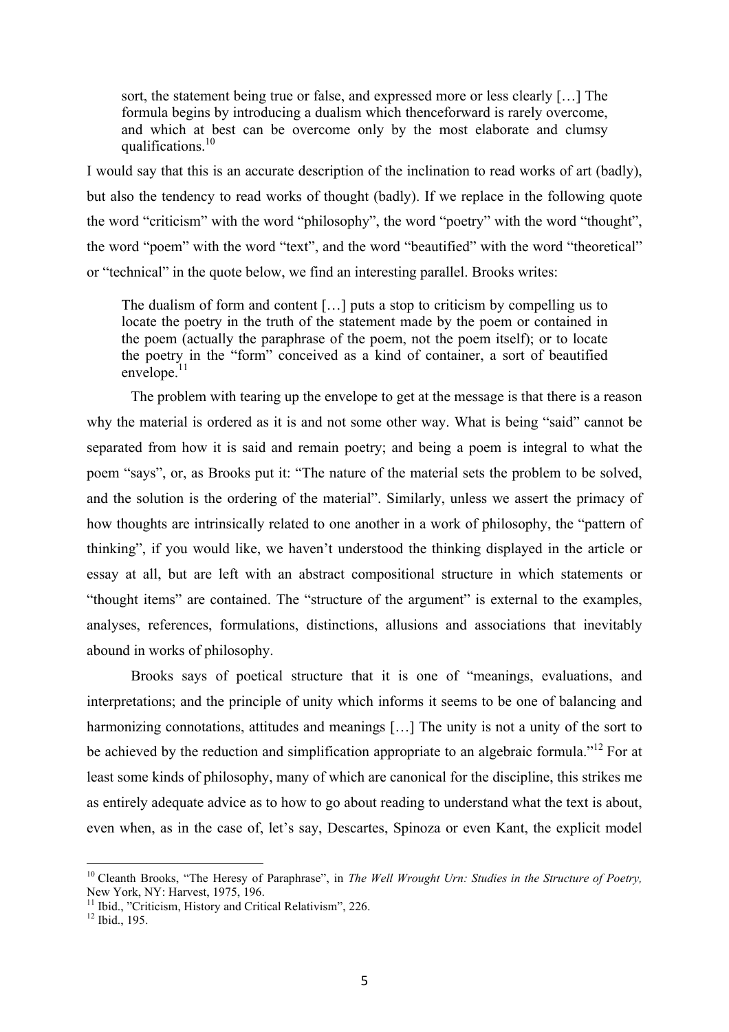> sort, the statement being true or false, and expressed more or less clearly […] The formula begins by introducing a dualism which thenceforward is rarely overcome, and which at best can be overcome only by the most elaborate and clumsy qualifications.[10]

I would say that this is an accurate description of the inclination to read works of art (badly), but also the tendency to read works of thought (badly). If we replace in the following quote the word "criticism" with the word "philosophy", the word "poetry" with the word "thought", the word "poem" with the word "text", and the word "beautified" with the word "theoretical" or "technical" in the quote below, we find an interesting parallel. Brooks writes:

> The dualism of form and content […] puts a stop to criticism by compelling us to locate the poetry in the truth of the statement made by the poem or contained in the poem (actually the paraphrase of the poem, not the poem itself); or to locate the poetry in the "form" conceived as a kind of container, a sort of beautified envelope.[11]

The problem with tearing up the envelope to get at the message is that there is a reason why the material is ordered as it is and not some other way. What is being "said" cannot be separated from how it is said and remain poetry; and being a poem is integral to what the poem "says", or, as Brooks put it: "The nature of the material sets the problem to be solved, and the solution is the ordering of the material". Similarly, unless we assert the primacy of how thoughts are intrinsically related to one another in a work of philosophy, the "pattern of thinking", if you would like, we haven't understood the thinking displayed in the article or essay at all, but are left with an abstract compositional structure in which statements or "thought items" are contained. The "structure of the argument" is external to the examples, analyses, references, formulations, distinctions, allusions and associations that inevitably abound in works of philosophy.

Brooks says of poetical structure that it is one of "meanings, evaluations, and interpretations; and the principle of unity which informs it seems to be one of balancing and harmonizing connotations, attitudes and meanings […] The unity is not a unity of the sort to be achieved by the reduction and simplification appropriate to an algebraic formula."[12] For at least some kinds of philosophy, many of which are canonical for the discipline, this strikes me as entirely adequate advice as to how to go about reading to understand what the text is about, even when, as in the case of, let's say, Descartes, Spinoza or even Kant, the explicit model

---

[10] Cleanth Brooks, "The Heresy of Paraphrase", in *The Well Wrought Urn: Studies in the Structure of Poetry,* New York, NY: Harvest, 1975, 196.

[11] Ibid., "Criticism, History and Critical Relativism", 226.

[12] Ibid., 195.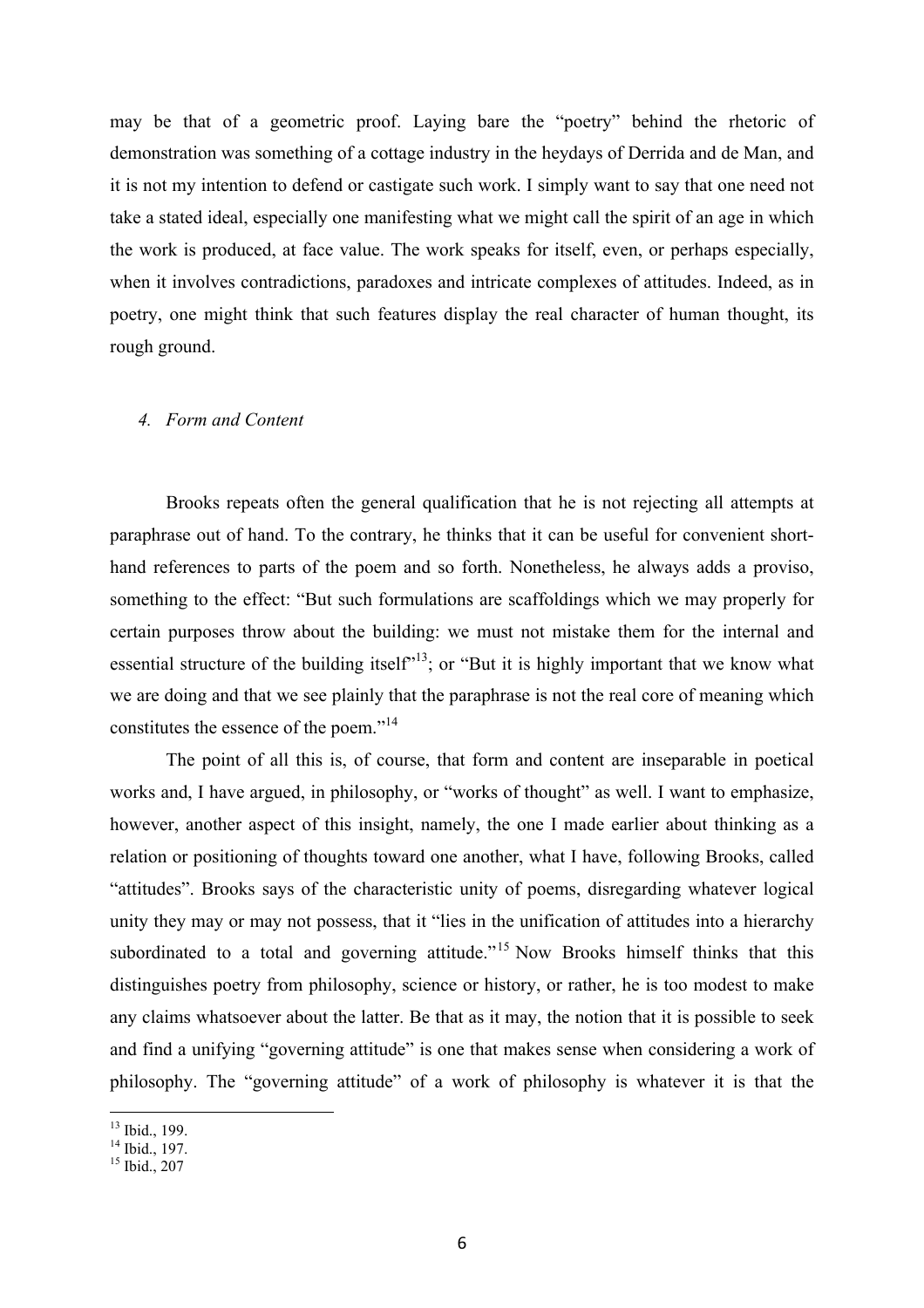may be that of a geometric proof. Laying bare the "poetry" behind the rhetoric of demonstration was something of a cottage industry in the heydays of Derrida and de Man, and it is not my intention to defend or castigate such work. I simply want to say that one need not take a stated ideal, especially one manifesting what we might call the spirit of an age in which the work is produced, at face value. The work speaks for itself, even, or perhaps especially, when it involves contradictions, paradoxes and intricate complexes of attitudes. Indeed, as in poetry, one might think that such features display the real character of human thought, its rough ground.

### *4. Form and Content*

Brooks repeats often the general qualification that he is not rejecting all attempts at paraphrase out of hand. To the contrary, he thinks that it can be useful for convenient short-hand references to parts of the poem and so forth. Nonetheless, he always adds a proviso, something to the effect: "But such formulations are scaffoldings which we may properly for certain purposes throw about the building: we must not mistake them for the internal and essential structure of the building itself"[13]; or "But it is highly important that we know what we are doing and that we see plainly that the paraphrase is not the real core of meaning which constitutes the essence of the poem."[14]

The point of all this is, of course, that form and content are inseparable in poetical works and, I have argued, in philosophy, or "works of thought" as well. I want to emphasize, however, another aspect of this insight, namely, the one I made earlier about thinking as a relation or positioning of thoughts toward one another, what I have, following Brooks, called "attitudes". Brooks says of the characteristic unity of poems, disregarding whatever logical unity they may or may not possess, that it "lies in the unification of attitudes into a hierarchy subordinated to a total and governing attitude."[15] Now Brooks himself thinks that this distinguishes poetry from philosophy, science or history, or rather, he is too modest to make any claims whatsoever about the latter. Be that as it may, the notion that it is possible to seek and find a unifying "governing attitude" is one that makes sense when considering a work of philosophy. The "governing attitude" of a work of philosophy is whatever it is that the

[13] Ibid., 199.
[14] Ibid., 197.
[15] Ibid., 207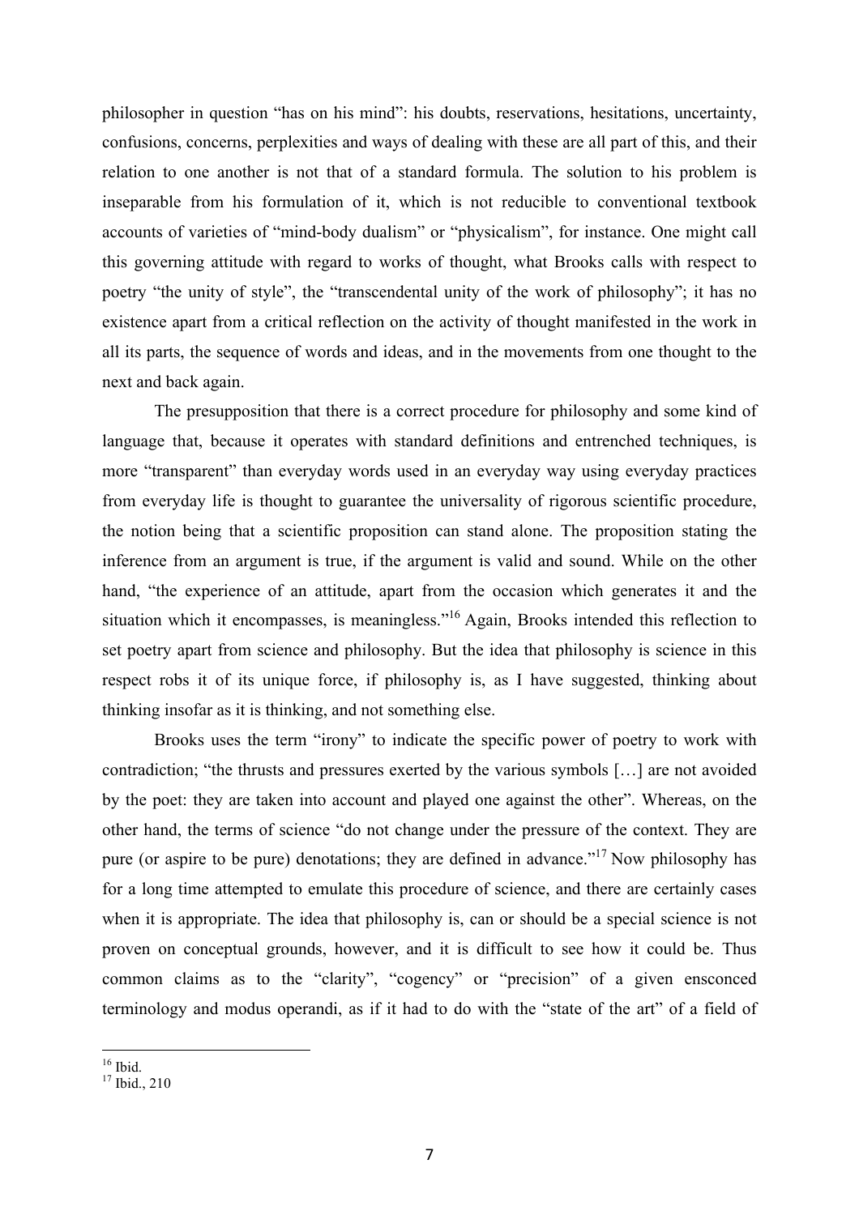philosopher in question "has on his mind": his doubts, reservations, hesitations, uncertainty, confusions, concerns, perplexities and ways of dealing with these are all part of this, and their relation to one another is not that of a standard formula. The solution to his problem is inseparable from his formulation of it, which is not reducible to conventional textbook accounts of varieties of "mind-body dualism" or "physicalism", for instance. One might call this governing attitude with regard to works of thought, what Brooks calls with respect to poetry "the unity of style", the "transcendental unity of the work of philosophy"; it has no existence apart from a critical reflection on the activity of thought manifested in the work in all its parts, the sequence of words and ideas, and in the movements from one thought to the next and back again.

The presupposition that there is a correct procedure for philosophy and some kind of language that, because it operates with standard definitions and entrenched techniques, is more "transparent" than everyday words used in an everyday way using everyday practices from everyday life is thought to guarantee the universality of rigorous scientific procedure, the notion being that a scientific proposition can stand alone. The proposition stating the inference from an argument is true, if the argument is valid and sound. While on the other hand, "the experience of an attitude, apart from the occasion which generates it and the situation which it encompasses, is meaningless."[16] Again, Brooks intended this reflection to set poetry apart from science and philosophy. But the idea that philosophy is science in this respect robs it of its unique force, if philosophy is, as I have suggested, thinking about thinking insofar as it is thinking, and not something else.

Brooks uses the term "irony" to indicate the specific power of poetry to work with contradiction; "the thrusts and pressures exerted by the various symbols […] are not avoided by the poet: they are taken into account and played one against the other". Whereas, on the other hand, the terms of science "do not change under the pressure of the context. They are pure (or aspire to be pure) denotations; they are defined in advance."[17] Now philosophy has for a long time attempted to emulate this procedure of science, and there are certainly cases when it is appropriate. The idea that philosophy is, can or should be a special science is not proven on conceptual grounds, however, and it is difficult to see how it could be. Thus common claims as to the "clarity", "cogency" or "precision" of a given ensconced terminology and modus operandi, as if it had to do with the "state of the art" of a field of

[16] Ibid.

[17] Ibid., 210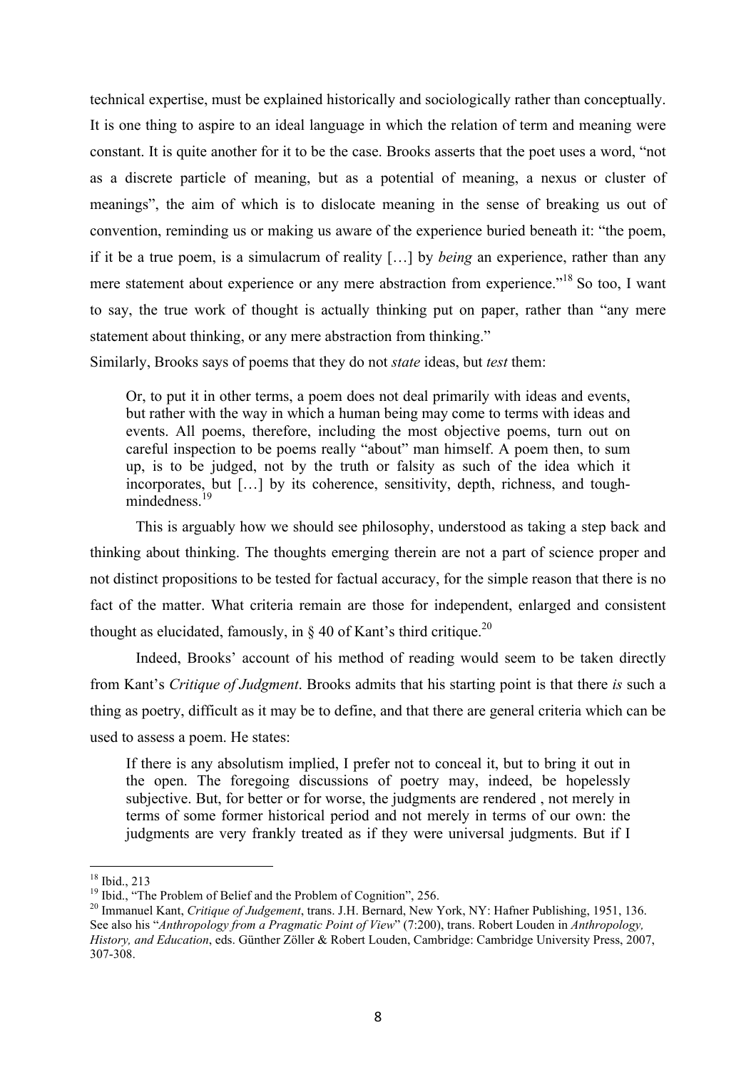technical expertise, must be explained historically and sociologically rather than conceptually. It is one thing to aspire to an ideal language in which the relation of term and meaning were constant. It is quite another for it to be the case. Brooks asserts that the poet uses a word, "not as a discrete particle of meaning, but as a potential of meaning, a nexus or cluster of meanings", the aim of which is to dislocate meaning in the sense of breaking us out of convention, reminding us or making us aware of the experience buried beneath it: "the poem, if it be a true poem, is a simulacrum of reality […] by *being* an experience, rather than any mere statement about experience or any mere abstraction from experience."[18] So too, I want to say, the true work of thought is actually thinking put on paper, rather than "any mere statement about thinking, or any mere abstraction from thinking."

Similarly, Brooks says of poems that they do not *state* ideas, but *test* them:

> Or, to put it in other terms, a poem does not deal primarily with ideas and events, but rather with the way in which a human being may come to terms with ideas and events. All poems, therefore, including the most objective poems, turn out on careful inspection to be poems really "about" man himself. A poem then, to sum up, is to be judged, not by the truth or falsity as such of the idea which it incorporates, but […] by its coherence, sensitivity, depth, richness, and tough-mindedness.[19]

This is arguably how we should see philosophy, understood as taking a step back and thinking about thinking. The thoughts emerging therein are not a part of science proper and not distinct propositions to be tested for factual accuracy, for the simple reason that there is no fact of the matter. What criteria remain are those for independent, enlarged and consistent thought as elucidated, famously, in § 40 of Kant's third critique.[20]

Indeed, Brooks' account of his method of reading would seem to be taken directly from Kant's *Critique of Judgment*. Brooks admits that his starting point is that there *is* such a thing as poetry, difficult as it may be to define, and that there are general criteria which can be used to assess a poem. He states:

> If there is any absolutism implied, I prefer not to conceal it, but to bring it out in the open. The foregoing discussions of poetry may, indeed, be hopelessly subjective. But, for better or for worse, the judgments are rendered , not merely in terms of some former historical period and not merely in terms of our own: the judgments are very frankly treated as if they were universal judgments. But if I

---

[18] Ibid., 213

[19] Ibid., "The Problem of Belief and the Problem of Cognition", 256.

[20] Immanuel Kant, *Critique of Judgement*, trans. J.H. Bernard, New York, NY: Hafner Publishing, 1951, 136. See also his "*Anthropology from a Pragmatic Point of View*" (7:200), trans. Robert Louden in *Anthropology, History, and Education*, eds. Günther Zöller & Robert Louden, Cambridge: Cambridge University Press, 2007, 307-308.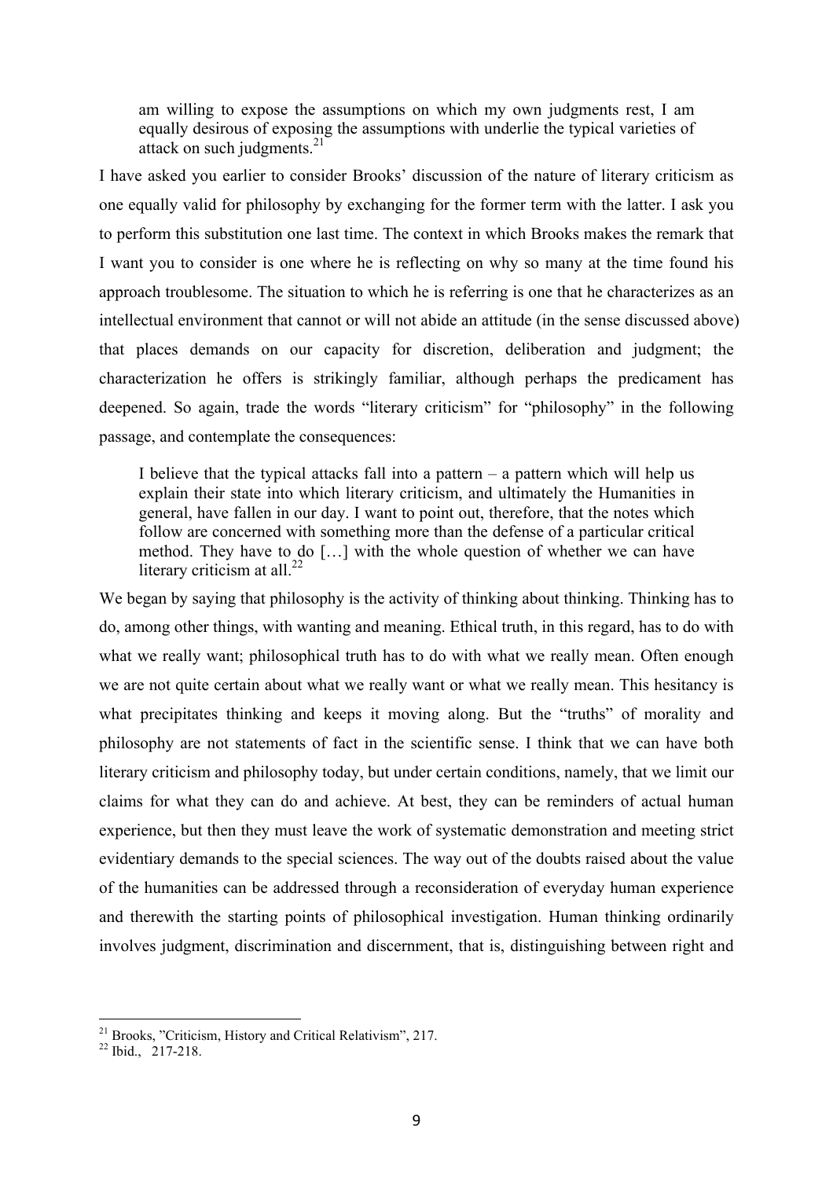> am willing to expose the assumptions on which my own judgments rest, I am equally desirous of exposing the assumptions with underlie the typical varieties of attack on such judgments.[21]

I have asked you earlier to consider Brooks' discussion of the nature of literary criticism as one equally valid for philosophy by exchanging for the former term with the latter. I ask you to perform this substitution one last time. The context in which Brooks makes the remark that I want you to consider is one where he is reflecting on why so many at the time found his approach troublesome. The situation to which he is referring is one that he characterizes as an intellectual environment that cannot or will not abide an attitude (in the sense discussed above) that places demands on our capacity for discretion, deliberation and judgment; the characterization he offers is strikingly familiar, although perhaps the predicament has deepened. So again, trade the words "literary criticism" for "philosophy" in the following passage, and contemplate the consequences:

> I believe that the typical attacks fall into a pattern – a pattern which will help us explain their state into which literary criticism, and ultimately the Humanities in general, have fallen in our day. I want to point out, therefore, that the notes which follow are concerned with something more than the defense of a particular critical method. They have to do […] with the whole question of whether we can have literary criticism at all.[22]

We began by saying that philosophy is the activity of thinking about thinking. Thinking has to do, among other things, with wanting and meaning. Ethical truth, in this regard, has to do with what we really want; philosophical truth has to do with what we really mean. Often enough we are not quite certain about what we really want or what we really mean. This hesitancy is what precipitates thinking and keeps it moving along. But the "truths" of morality and philosophy are not statements of fact in the scientific sense. I think that we can have both literary criticism and philosophy today, but under certain conditions, namely, that we limit our claims for what they can do and achieve. At best, they can be reminders of actual human experience, but then they must leave the work of systematic demonstration and meeting strict evidentiary demands to the special sciences. The way out of the doubts raised about the value of the humanities can be addressed through a reconsideration of everyday human experience and therewith the starting points of philosophical investigation. Human thinking ordinarily involves judgment, discrimination and discernment, that is, distinguishing between right and

---

[21] Brooks, "Criticism, History and Critical Relativism", 217.

[22] Ibid., 217-218.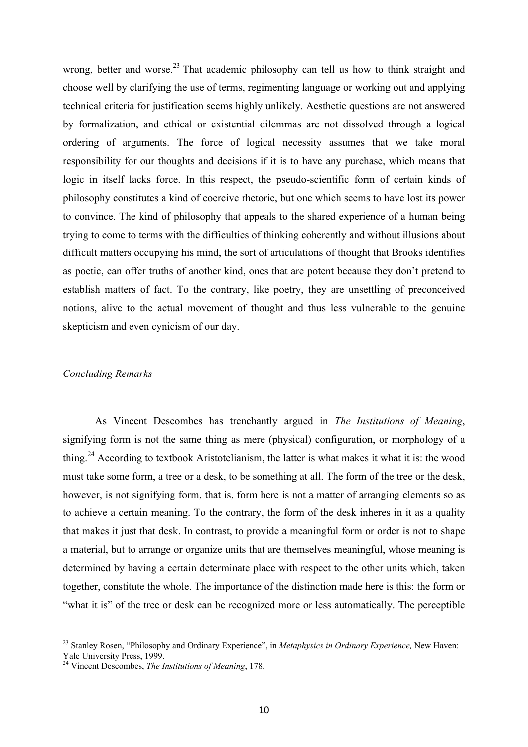wrong, better and worse.[23] That academic philosophy can tell us how to think straight and choose well by clarifying the use of terms, regimenting language or working out and applying technical criteria for justification seems highly unlikely. Aesthetic questions are not answered by formalization, and ethical or existential dilemmas are not dissolved through a logical ordering of arguments. The force of logical necessity assumes that we take moral responsibility for our thoughts and decisions if it is to have any purchase, which means that logic in itself lacks force. In this respect, the pseudo-scientific form of certain kinds of philosophy constitutes a kind of coercive rhetoric, but one which seems to have lost its power to convince. The kind of philosophy that appeals to the shared experience of a human being trying to come to terms with the difficulties of thinking coherently and without illusions about difficult matters occupying his mind, the sort of articulations of thought that Brooks identifies as poetic, can offer truths of another kind, ones that are potent because they don't pretend to establish matters of fact. To the contrary, like poetry, they are unsettling of preconceived notions, alive to the actual movement of thought and thus less vulnerable to the genuine skepticism and even cynicism of our day.

*Concluding Remarks*

As Vincent Descombes has trenchantly argued in *The Institutions of Meaning*, signifying form is not the same thing as mere (physical) configuration, or morphology of a thing.[24] According to textbook Aristotelianism, the latter is what makes it what it is: the wood must take some form, a tree or a desk, to be something at all. The form of the tree or the desk, however, is not signifying form, that is, form here is not a matter of arranging elements so as to achieve a certain meaning. To the contrary, the form of the desk inheres in it as a quality that makes it just that desk. In contrast, to provide a meaningful form or order is not to shape a material, but to arrange or organize units that are themselves meaningful, whose meaning is determined by having a certain determinate place with respect to the other units which, taken together, constitute the whole. The importance of the distinction made here is this: the form or "what it is" of the tree or desk can be recognized more or less automatically. The perceptible

---

[23] Stanley Rosen, "Philosophy and Ordinary Experience", in *Metaphysics in Ordinary Experience,* New Haven: Yale University Press, 1999.

[24] Vincent Descombes, *The Institutions of Meaning*, 178.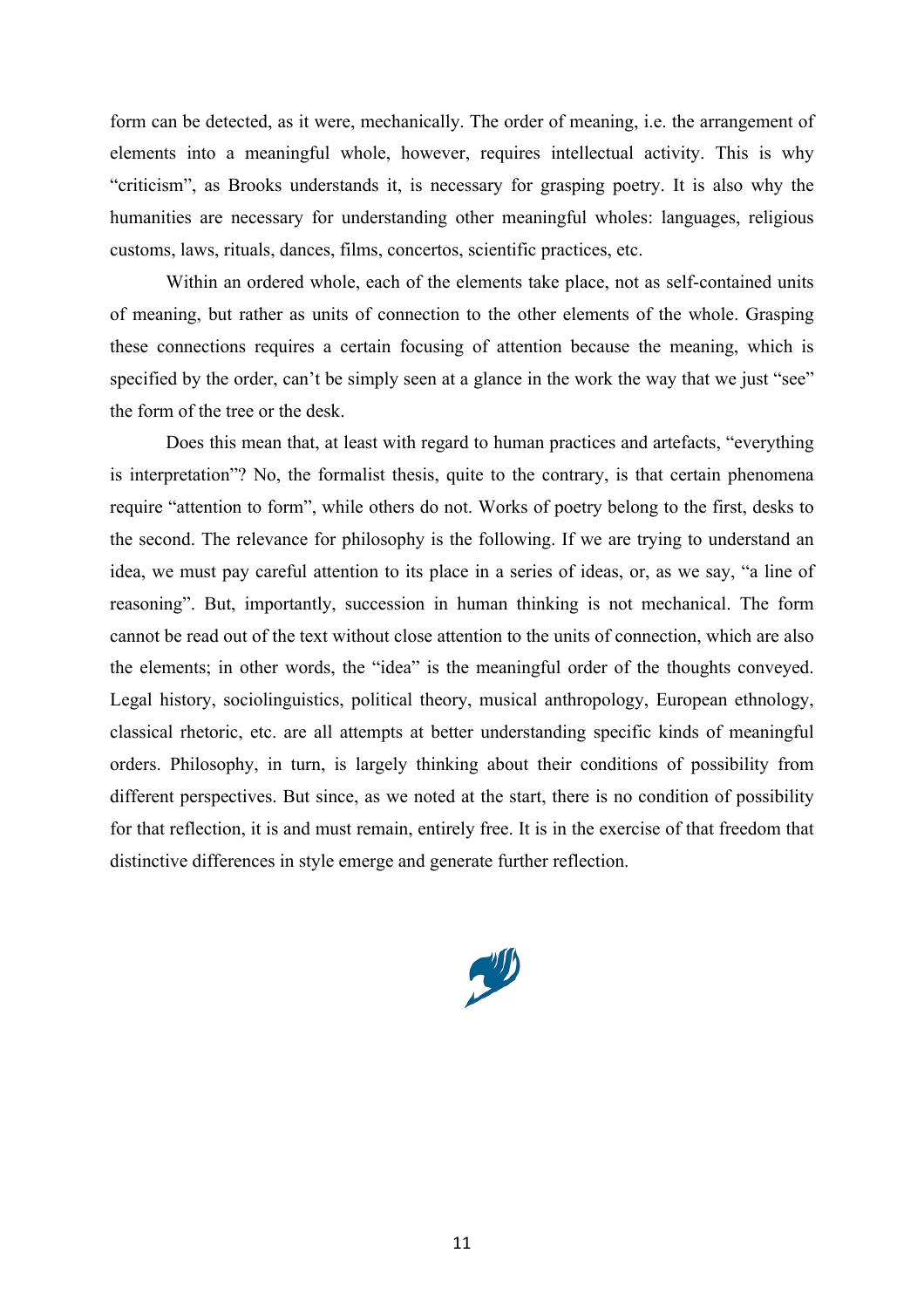form can be detected, as it were, mechanically. The order of meaning, i.e. the arrangement of elements into a meaningful whole, however, requires intellectual activity. This is why "criticism", as Brooks understands it, is necessary for grasping poetry. It is also why the humanities are necessary for understanding other meaningful wholes: languages, religious customs, laws, rituals, dances, films, concertos, scientific practices, etc.

Within an ordered whole, each of the elements take place, not as self-contained units of meaning, but rather as units of connection to the other elements of the whole. Grasping these connections requires a certain focusing of attention because the meaning, which is specified by the order, can't be simply seen at a glance in the work the way that we just "see" the form of the tree or the desk.

Does this mean that, at least with regard to human practices and artefacts, "everything is interpretation"? No, the formalist thesis, quite to the contrary, is that certain phenomena require "attention to form", while others do not. Works of poetry belong to the first, desks to the second. The relevance for philosophy is the following. If we are trying to understand an idea, we must pay careful attention to its place in a series of ideas, or, as we say, "a line of reasoning". But, importantly, succession in human thinking is not mechanical. The form cannot be read out of the text without close attention to the units of connection, which are also the elements; in other words, the "idea" is the meaningful order of the thoughts conveyed. Legal history, sociolinguistics, political theory, musical anthropology, European ethnology, classical rhetoric, etc. are all attempts at better understanding specific kinds of meaningful orders. Philosophy, in turn, is largely thinking about their conditions of possibility from different perspectives. But since, as we noted at the start, there is no condition of possibility for that reflection, it is and must remain, entirely free. It is in the exercise of that freedom that distinctive differences in style emerge and generate further reflection.